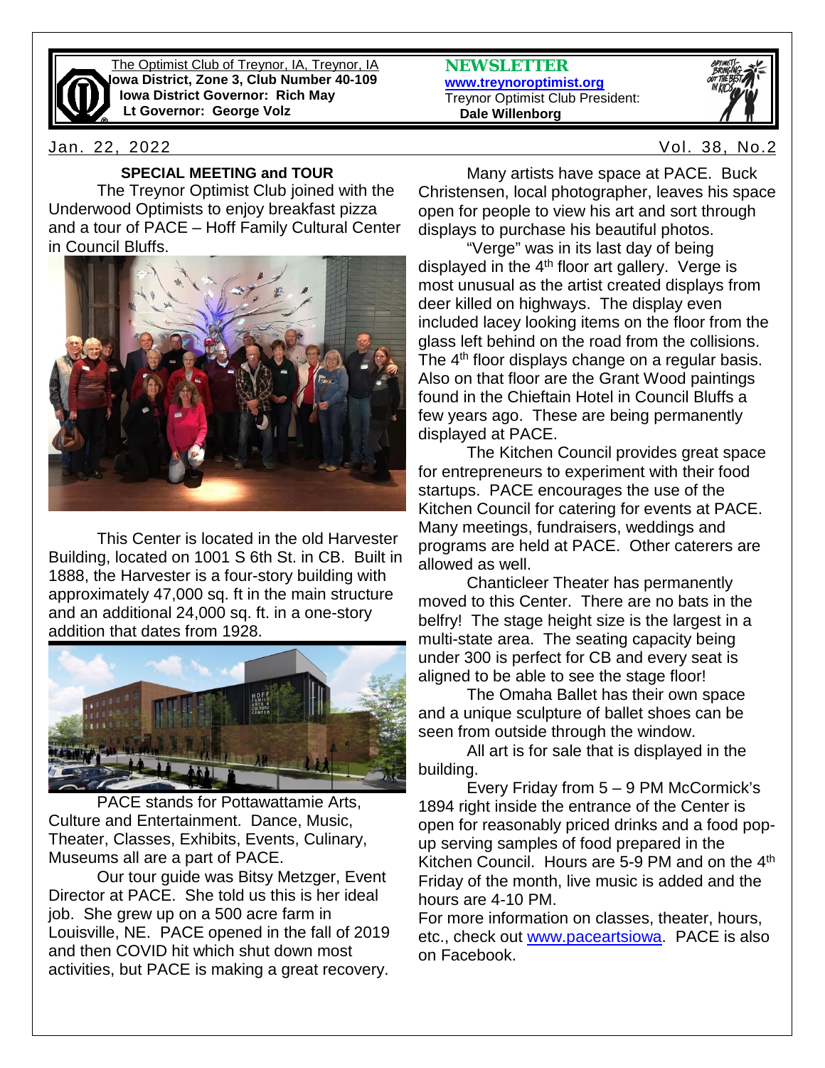The Optimist Club of Treynor, IA, Treynor, IA
**Iowa District, Zone 3, Club Number 40-109**
**Iowa District Governor: Rich May**
**Lt Governor: George Volz**

**NEWSLETTER**
**www.treynoroptimist.org**
Treynor Optimist Club President:
**Dale Willenborg**

Jan. 22, 2022 Vol. 38, No.2

### SPECIAL MEETING and TOUR

The Treynor Optimist Club joined with the Underwood Optimists to enjoy breakfast pizza and a tour of PACE – Hoff Family Cultural Center in Council Bluffs.

This Center is located in the old Harvester Building, located on 1001 S 6th St. in CB. Built in 1888, the Harvester is a four-story building with approximately 47,000 sq. ft in the main structure and an additional 24,000 sq. ft. in a one-story addition that dates from 1928.

PACE stands for Pottawattamie Arts, Culture and Entertainment. Dance, Music, Theater, Classes, Exhibits, Events, Culinary, Museums all are a part of PACE.

Our tour guide was Bitsy Metzger, Event Director at PACE. She told us this is her ideal job. She grew up on a 500 acre farm in Louisville, NE. PACE opened in the fall of 2019 and then COVID hit which shut down most activities, but PACE is making a great recovery.

Many artists have space at PACE. Buck Christensen, local photographer, leaves his space open for people to view his art and sort through displays to purchase his beautiful photos.

"Verge" was in its last day of being displayed in the 4th floor art gallery. Verge is most unusual as the artist created displays from deer killed on highways. The display even included lacey looking items on the floor from the glass left behind on the road from the collisions. The 4th floor displays change on a regular basis. Also on that floor are the Grant Wood paintings found in the Chieftain Hotel in Council Bluffs a few years ago. These are being permanently displayed at PACE.

The Kitchen Council provides great space for entrepreneurs to experiment with their food startups. PACE encourages the use of the Kitchen Council for catering for events at PACE. Many meetings, fundraisers, weddings and programs are held at PACE. Other caterers are allowed as well.

Chanticleer Theater has permanently moved to this Center. There are no bats in the belfry! The stage height size is the largest in a multi-state area. The seating capacity being under 300 is perfect for CB and every seat is aligned to be able to see the stage floor!

The Omaha Ballet has their own space and a unique sculpture of ballet shoes can be seen from outside through the window.

All art is for sale that is displayed in the building.

Every Friday from 5 – 9 PM McCormick's 1894 right inside the entrance of the Center is open for reasonably priced drinks and a food pop-up serving samples of food prepared in the Kitchen Council. Hours are 5-9 PM and on the 4th Friday of the month, live music is added and the hours are 4-10 PM.

For more information on classes, theater, hours, etc., check out www.paceartsiowa. PACE is also on Facebook.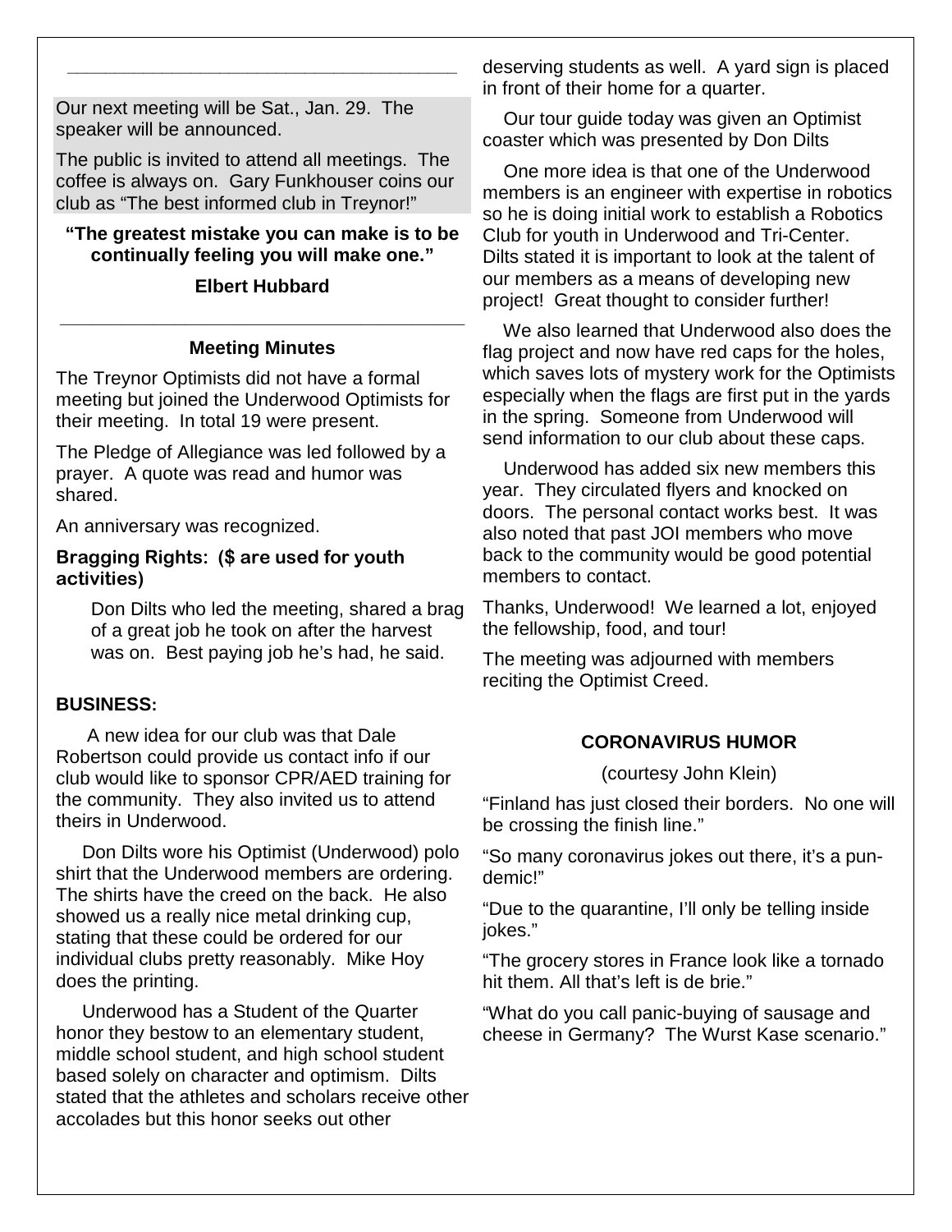Our next meeting will be Sat., Jan. 29. The speaker will be announced.

The public is invited to attend all meetings. The coffee is always on. Gary Funkhouser coins our club as "The best informed club in Treynor!"

**"The greatest mistake you can make is to be continually feeling you will make one."**

**Elbert Hubbard**

### Meeting Minutes

The Treynor Optimists did not have a formal meeting but joined the Underwood Optimists for their meeting. In total 19 were present.

The Pledge of Allegiance was led followed by a prayer. A quote was read and humor was shared.

An anniversary was recognized.

**Bragging Rights: ($ are used for youth activities)**

Don Dilts who led the meeting, shared a brag of a great job he took on after the harvest was on. Best paying job he's had, he said.

**BUSINESS:**

A new idea for our club was that Dale Robertson could provide us contact info if our club would like to sponsor CPR/AED training for the community. They also invited us to attend theirs in Underwood.

Don Dilts wore his Optimist (Underwood) polo shirt that the Underwood members are ordering. The shirts have the creed on the back. He also showed us a really nice metal drinking cup, stating that these could be ordered for our individual clubs pretty reasonably. Mike Hoy does the printing.

Underwood has a Student of the Quarter honor they bestow to an elementary student, middle school student, and high school student based solely on character and optimism. Dilts stated that the athletes and scholars receive other accolades but this honor seeks out other deserving students as well. A yard sign is placed in front of their home for a quarter.

Our tour guide today was given an Optimist coaster which was presented by Don Dilts

One more idea is that one of the Underwood members is an engineer with expertise in robotics so he is doing initial work to establish a Robotics Club for youth in Underwood and Tri-Center. Dilts stated it is important to look at the talent of our members as a means of developing new project! Great thought to consider further!

We also learned that Underwood also does the flag project and now have red caps for the holes, which saves lots of mystery work for the Optimists especially when the flags are first put in the yards in the spring. Someone from Underwood will send information to our club about these caps.

Underwood has added six new members this year. They circulated flyers and knocked on doors. The personal contact works best. It was also noted that past JOI members who move back to the community would be good potential members to contact.

Thanks, Underwood! We learned a lot, enjoyed the fellowship, food, and tour!

The meeting was adjourned with members reciting the Optimist Creed.

### CORONAVIRUS HUMOR

(courtesy John Klein)

"Finland has just closed their borders. No one will be crossing the finish line."

"So many coronavirus jokes out there, it's a pun-demic!"

"Due to the quarantine, I'll only be telling inside jokes."

"The grocery stores in France look like a tornado hit them. All that's left is de brie."

"What do you call panic-buying of sausage and cheese in Germany? The Wurst Kase scenario."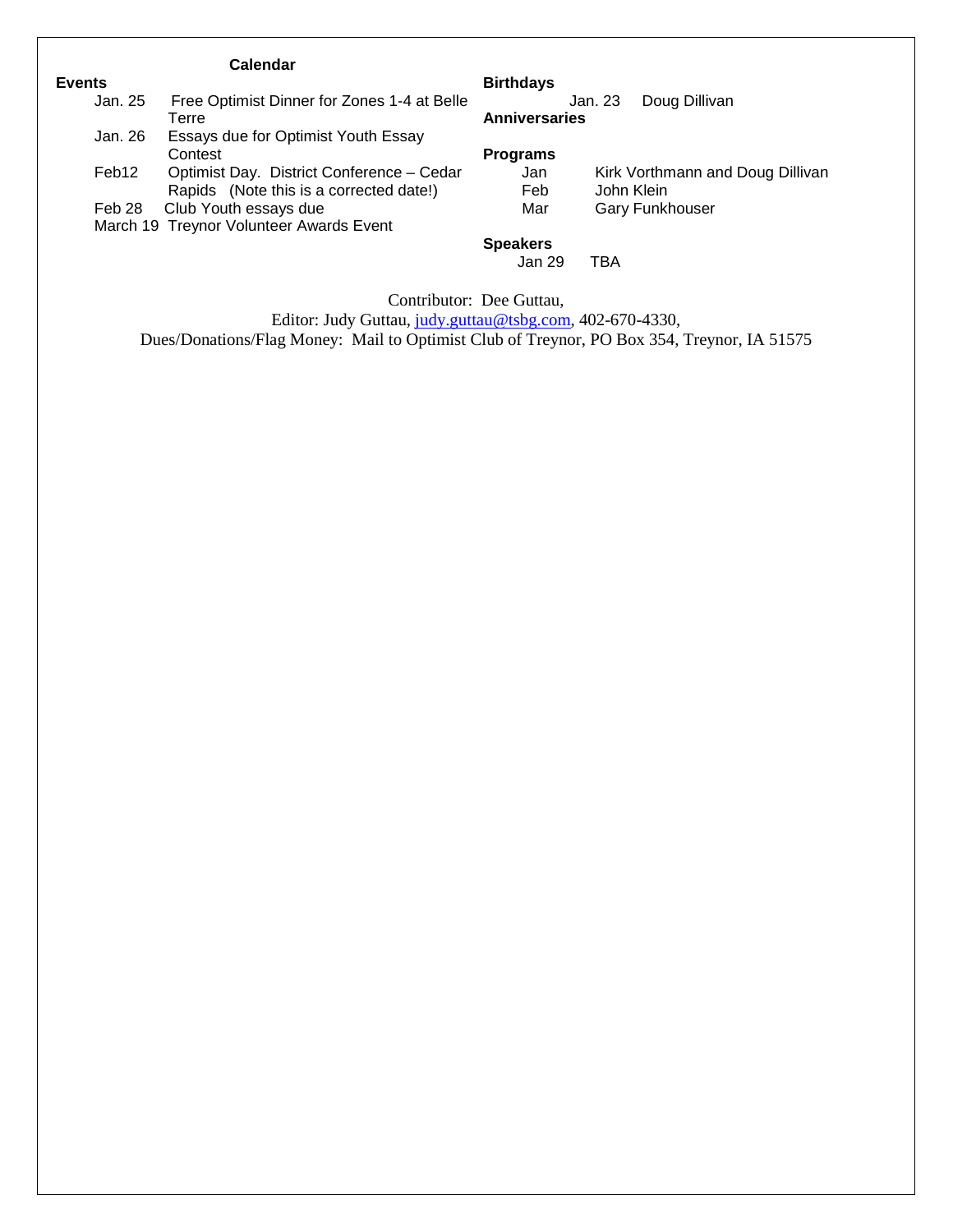## Calendar

**Events**

| | |
|---|---|
| Jan. 25 | Free Optimist Dinner for Zones 1-4 at Belle Terre |
| Jan. 26 | Essays due for Optimist Youth Essay Contest |
| Feb12 | Optimist Day. District Conference – Cedar Rapids (Note this is a corrected date!) |
| Feb 28 | Club Youth essays due |
| March 19 | Treynor Volunteer Awards Event |

**Birthdays**

Jan. 23 Doug Dillivan

**Anniversaries**

**Programs**

| | |
|---|---|
| Jan | Kirk Vorthmann and Doug Dillivan |
| Feb | John Klein |
| Mar | Gary Funkhouser |

**Speakers**

Jan 29 TBA

Contributor: Dee Guttau,
Editor: Judy Guttau, judy.guttau@tsbg.com, 402-670-4330,
Dues/Donations/Flag Money: Mail to Optimist Club of Treynor, PO Box 354, Treynor, IA 51575